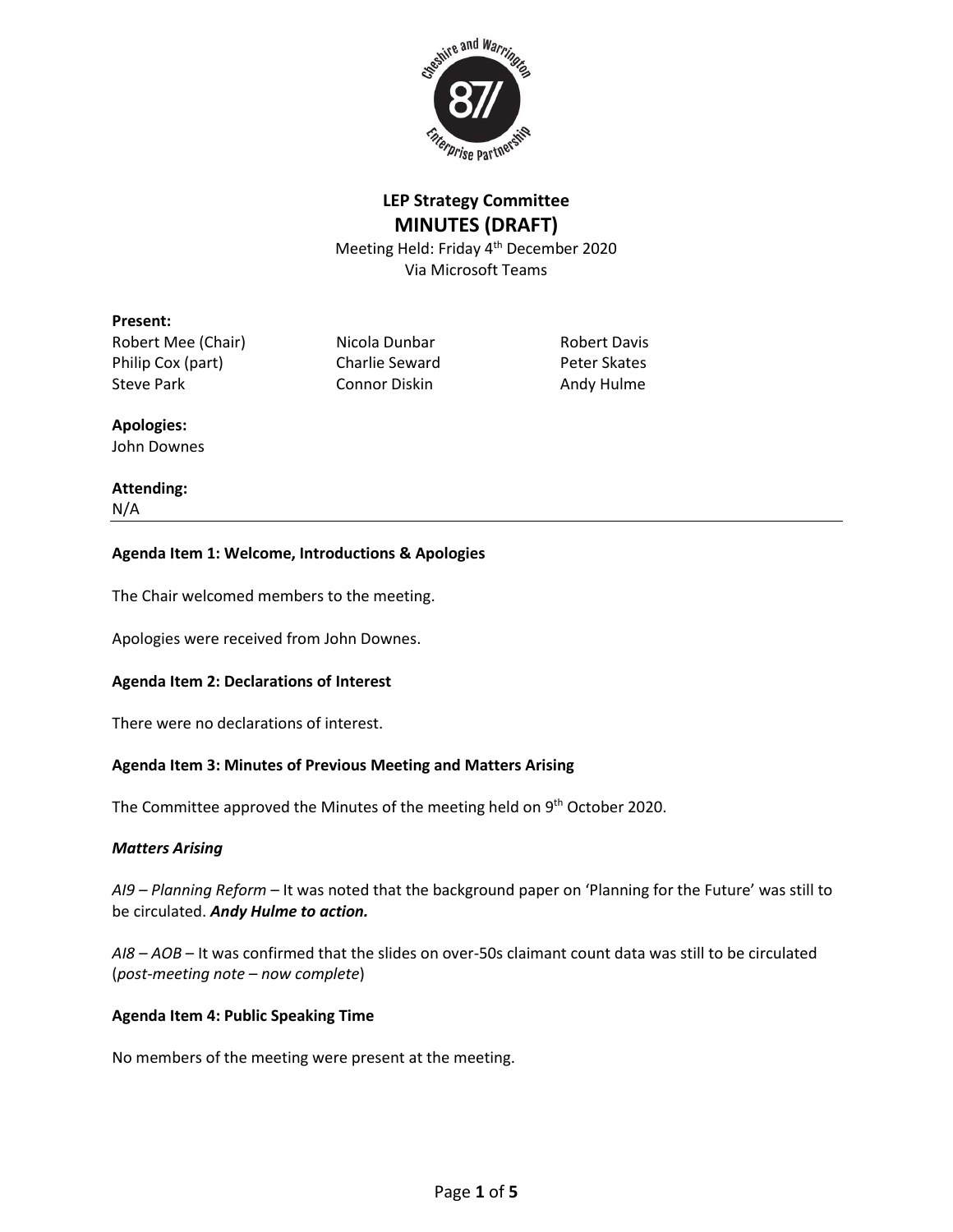# LEP Strategy Committee
## MINUTES (DRAFT)

Meeting Held: Friday 4th December 2020
Via Microsoft Teams

**Present:**

| | | |
|---|---|---|
| Robert Mee (Chair) | Nicola Dunbar | Robert Davis |
| Philip Cox (part) | Charlie Seward | Peter Skates |
| Steve Park | Connor Diskin | Andy Hulme |

**Apologies:**
John Downes

**Attending:**
N/A

---

**Agenda Item 1: Welcome, Introductions & Apologies**

The Chair welcomed members to the meeting.

Apologies were received from John Downes.

**Agenda Item 2: Declarations of Interest**

There were no declarations of interest.

**Agenda Item 3: Minutes of Previous Meeting and Matters Arising**

The Committee approved the Minutes of the meeting held on 9th October 2020.

***Matters Arising***

*AI9 – Planning Reform* – It was noted that the background paper on 'Planning for the Future' was still to be circulated. ***Andy Hulme to action.***

*AI8 – AOB* – It was confirmed that the slides on over-50s claimant count data was still to be circulated (*post-meeting note – now complete*)

**Agenda Item 4: Public Speaking Time**

No members of the meeting were present at the meeting.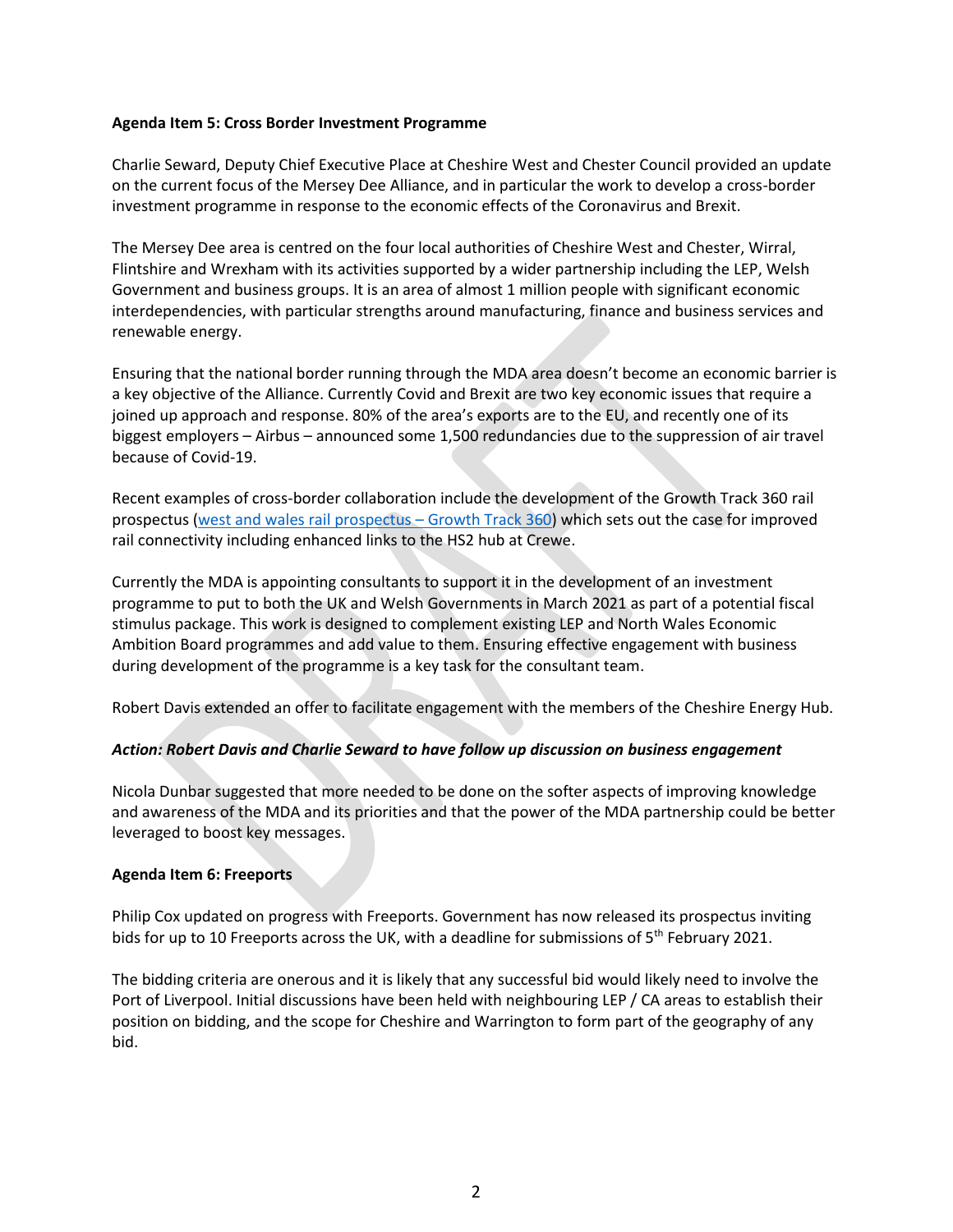**Agenda Item 5: Cross Border Investment Programme**

Charlie Seward, Deputy Chief Executive Place at Cheshire West and Chester Council provided an update on the current focus of the Mersey Dee Alliance, and in particular the work to develop a cross-border investment programme in response to the economic effects of the Coronavirus and Brexit.

The Mersey Dee area is centred on the four local authorities of Cheshire West and Chester, Wirral, Flintshire and Wrexham with its activities supported by a wider partnership including the LEP, Welsh Government and business groups. It is an area of almost 1 million people with significant economic interdependencies, with particular strengths around manufacturing, finance and business services and renewable energy.

Ensuring that the national border running through the MDA area doesn't become an economic barrier is a key objective of the Alliance. Currently Covid and Brexit are two key economic issues that require a joined up approach and response. 80% of the area's exports are to the EU, and recently one of its biggest employers – Airbus – announced some 1,500 redundancies due to the suppression of air travel because of Covid-19.

Recent examples of cross-border collaboration include the development of the Growth Track 360 rail prospectus (west and wales rail prospectus – Growth Track 360) which sets out the case for improved rail connectivity including enhanced links to the HS2 hub at Crewe.

Currently the MDA is appointing consultants to support it in the development of an investment programme to put to both the UK and Welsh Governments in March 2021 as part of a potential fiscal stimulus package. This work is designed to complement existing LEP and North Wales Economic Ambition Board programmes and add value to them. Ensuring effective engagement with business during development of the programme is a key task for the consultant team.

Robert Davis extended an offer to facilitate engagement with the members of the Cheshire Energy Hub.

***Action: Robert Davis and Charlie Seward to have follow up discussion on business engagement***

Nicola Dunbar suggested that more needed to be done on the softer aspects of improving knowledge and awareness of the MDA and its priorities and that the power of the MDA partnership could be better leveraged to boost key messages.

**Agenda Item 6: Freeports**

Philip Cox updated on progress with Freeports. Government has now released its prospectus inviting bids for up to 10 Freeports across the UK, with a deadline for submissions of 5th February 2021.

The bidding criteria are onerous and it is likely that any successful bid would likely need to involve the Port of Liverpool. Initial discussions have been held with neighbouring LEP / CA areas to establish their position on bidding, and the scope for Cheshire and Warrington to form part of the geography of any bid.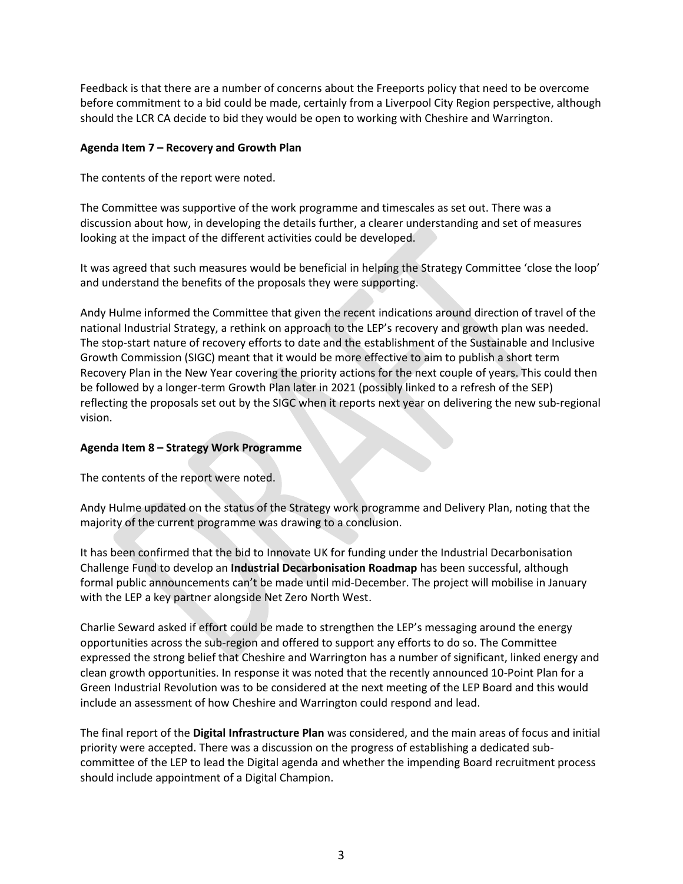Feedback is that there are a number of concerns about the Freeports policy that need to be overcome before commitment to a bid could be made, certainly from a Liverpool City Region perspective, although should the LCR CA decide to bid they would be open to working with Cheshire and Warrington.

**Agenda Item 7 – Recovery and Growth Plan**

The contents of the report were noted.

The Committee was supportive of the work programme and timescales as set out. There was a discussion about how, in developing the details further, a clearer understanding and set of measures looking at the impact of the different activities could be developed.

It was agreed that such measures would be beneficial in helping the Strategy Committee 'close the loop' and understand the benefits of the proposals they were supporting.

Andy Hulme informed the Committee that given the recent indications around direction of travel of the national Industrial Strategy, a rethink on approach to the LEP's recovery and growth plan was needed. The stop-start nature of recovery efforts to date and the establishment of the Sustainable and Inclusive Growth Commission (SIGC) meant that it would be more effective to aim to publish a short term Recovery Plan in the New Year covering the priority actions for the next couple of years. This could then be followed by a longer-term Growth Plan later in 2021 (possibly linked to a refresh of the SEP) reflecting the proposals set out by the SIGC when it reports next year on delivering the new sub-regional vision.

**Agenda Item 8 – Strategy Work Programme**

The contents of the report were noted.

Andy Hulme updated on the status of the Strategy work programme and Delivery Plan, noting that the majority of the current programme was drawing to a conclusion.

It has been confirmed that the bid to Innovate UK for funding under the Industrial Decarbonisation Challenge Fund to develop an **Industrial Decarbonisation Roadmap** has been successful, although formal public announcements can't be made until mid-December. The project will mobilise in January with the LEP a key partner alongside Net Zero North West.

Charlie Seward asked if effort could be made to strengthen the LEP's messaging around the energy opportunities across the sub-region and offered to support any efforts to do so. The Committee expressed the strong belief that Cheshire and Warrington has a number of significant, linked energy and clean growth opportunities. In response it was noted that the recently announced 10-Point Plan for a Green Industrial Revolution was to be considered at the next meeting of the LEP Board and this would include an assessment of how Cheshire and Warrington could respond and lead.

The final report of the **Digital Infrastructure Plan** was considered, and the main areas of focus and initial priority were accepted. There was a discussion on the progress of establishing a dedicated sub-committee of the LEP to lead the Digital agenda and whether the impending Board recruitment process should include appointment of a Digital Champion.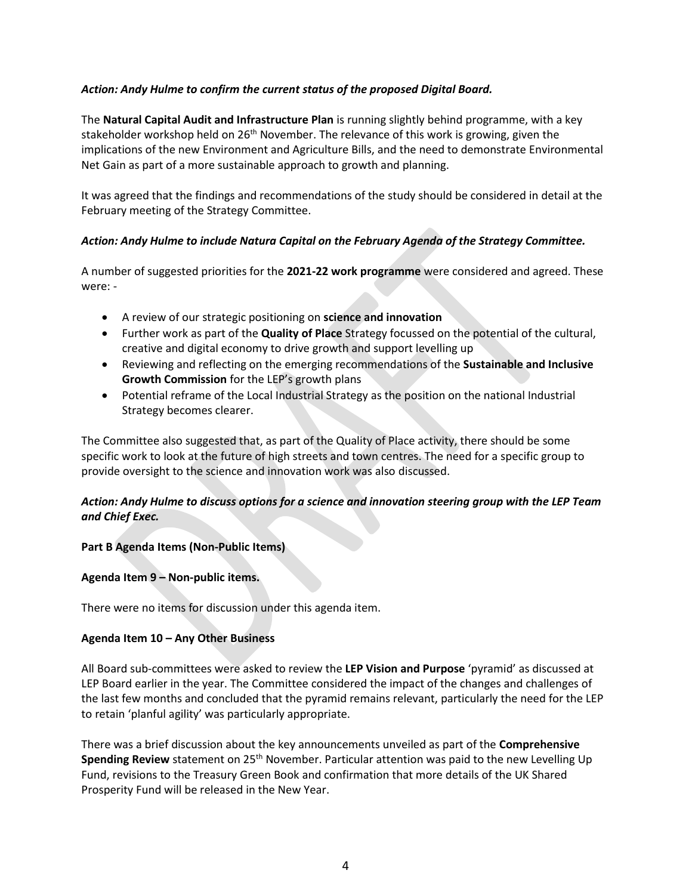***Action: Andy Hulme to confirm the current status of the proposed Digital Board.***

The **Natural Capital Audit and Infrastructure Plan** is running slightly behind programme, with a key stakeholder workshop held on 26th November. The relevance of this work is growing, given the implications of the new Environment and Agriculture Bills, and the need to demonstrate Environmental Net Gain as part of a more sustainable approach to growth and planning.

It was agreed that the findings and recommendations of the study should be considered in detail at the February meeting of the Strategy Committee.

***Action: Andy Hulme to include Natura Capital on the February Agenda of the Strategy Committee.***

A number of suggested priorities for the **2021-22 work programme** were considered and agreed. These were: -

- A review of our strategic positioning on **science and innovation**
- Further work as part of the **Quality of Place** Strategy focussed on the potential of the cultural, creative and digital economy to drive growth and support levelling up
- Reviewing and reflecting on the emerging recommendations of the **Sustainable and Inclusive Growth Commission** for the LEP's growth plans
- Potential reframe of the Local Industrial Strategy as the position on the national Industrial Strategy becomes clearer.

The Committee also suggested that, as part of the Quality of Place activity, there should be some specific work to look at the future of high streets and town centres. The need for a specific group to provide oversight to the science and innovation work was also discussed.

***Action: Andy Hulme to discuss options for a science and innovation steering group with the LEP Team and Chief Exec.***

**Part B Agenda Items (Non-Public Items)**

**Agenda Item 9 – Non-public items.**

There were no items for discussion under this agenda item.

**Agenda Item 10 – Any Other Business**

All Board sub-committees were asked to review the **LEP Vision and Purpose** 'pyramid' as discussed at LEP Board earlier in the year. The Committee considered the impact of the changes and challenges of the last few months and concluded that the pyramid remains relevant, particularly the need for the LEP to retain 'planful agility' was particularly appropriate.

There was a brief discussion about the key announcements unveiled as part of the **Comprehensive Spending Review** statement on 25th November. Particular attention was paid to the new Levelling Up Fund, revisions to the Treasury Green Book and confirmation that more details of the UK Shared Prosperity Fund will be released in the New Year.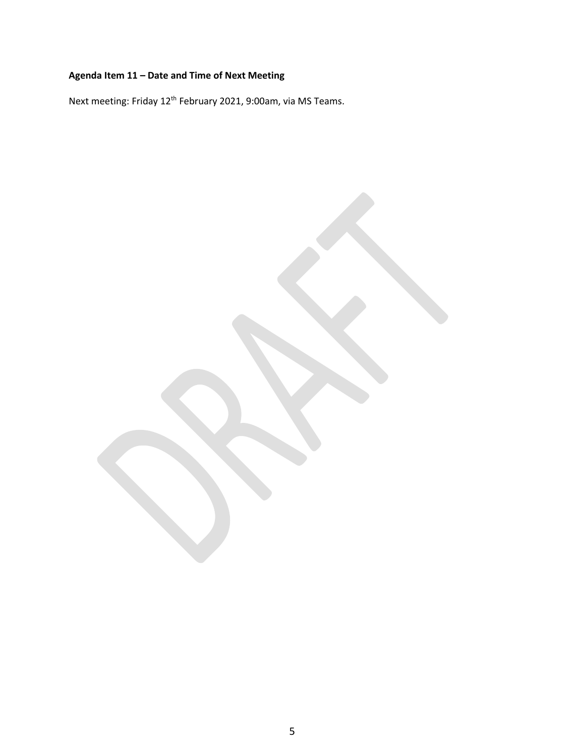**Agenda Item 11 – Date and Time of Next Meeting**

Next meeting: Friday 12th February 2021, 9:00am, via MS Teams.